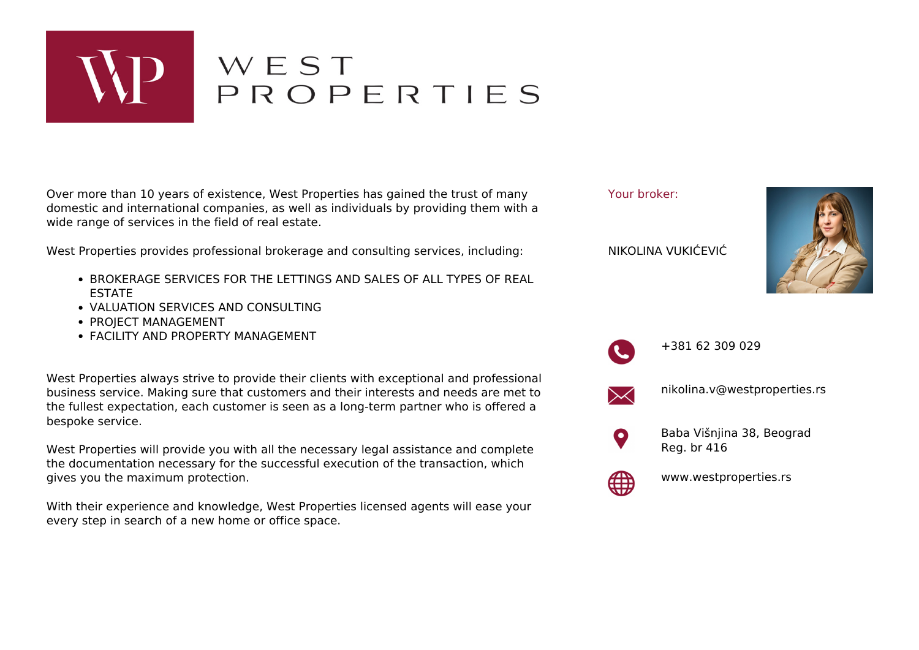# WEST PROPERTIES

Over more than 10 years of existence, West Properties has gained the trust of many domestic and international companies, as well as individuals by providing them with a wide range of services in the field of real estate.

West Properties provides professional brokerage and consulting services, including:

- BROKERAGE SERVICES FOR THE LETTINGS AND SALES OF ALL TYPES OF REAL ESTATE
- VALUATION SERVICES AND CONSULTING
- PROJECT MANAGEMENT
- FACILITY AND PROPERTY MANAGEMENT

West Properties always strive to provide their clients with exceptional and professional business service. Making sure that customers and their interests and needs are met to the fullest expectation, each customer is seen as a long-term partner who is offered a bespoke service.

West Properties will provide you with all the necessary legal assistance and complete the documentation necessary for the successful execution of the transaction, which gives you the maximum protection.

With their experience and knowledge, West Properties licensed agents will ease your every step in search of a new home or office space.

Your broker:

NIKOLINA VUKIĆEVIĆ

+381 62 309 029

nikolina.v@westproperties.rs

Baba Višnjina 38, Beograd
Reg. br 416

www.westproperties.rs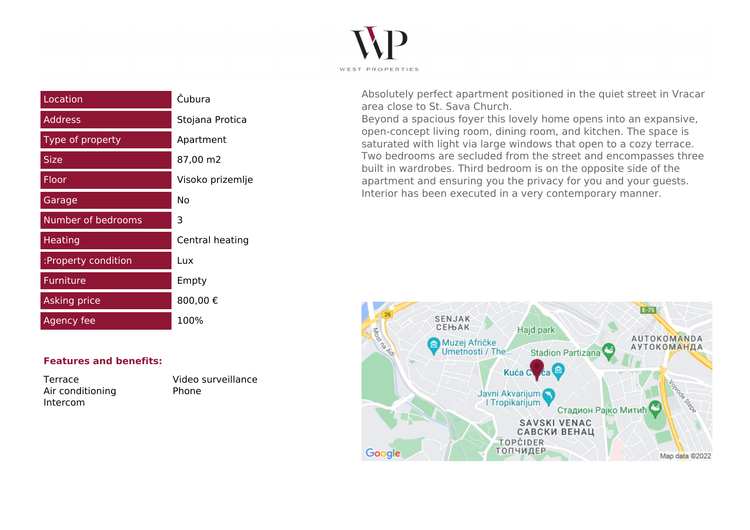WEST PROPERTIES

| Location | Čubura |
|---|---|
| Address | Stojana Protica |
| Type of property | Apartment |
| Size | 87,00 m2 |
| Floor | Visoko prizemlje |
| Garage | No |
| Number of bedrooms | 3 |
| Heating | Central heating |
| :Property condition | Lux |
| Furniture | Empty |
| Asking price | 800,00 € |
| Agency fee | 100% |

**Features and benefits:**

- Terrace
- Air conditioning
- Intercom
- Video surveillance
- Phone

Absolutely perfect apartment positioned in the quiet street in Vracar area close to St. Sava Church.
Beyond a spacious foyer this lovely home opens into an expansive, open-concept living room, dining room, and kitchen. The space is saturated with light via large windows that open to a cozy terrace. Two bedrooms are secluded from the street and encompasses three built in wardrobes. Third bedroom is on the opposite side of the apartment and ensuring you the privacy for you and your guests. Interior has been executed in a very contemporary manner.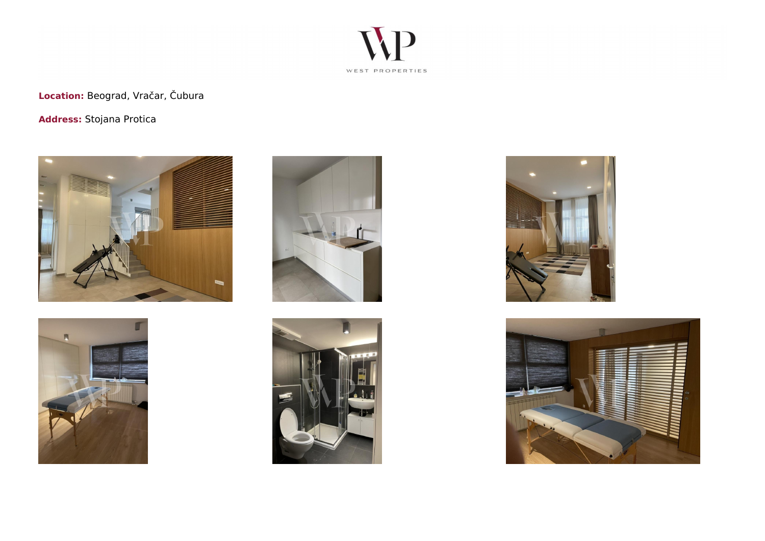**Location:** Beograd, Vračar, Čubura

**Address:** Stojana Protica